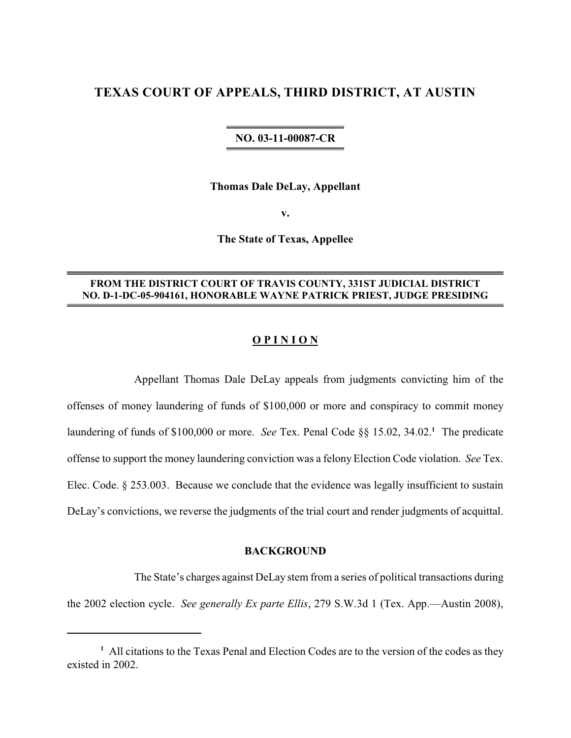# TEXAS COURT OF APPEALS, THIRD DISTRICT, AT AUSTIN

**NO. 03-11-00087-CR**

**Thomas Dale DeLay, Appellant**

**v.**

**The State of Texas, Appellee**

**FROM THE DISTRICT COURT OF TRAVIS COUNTY, 331ST JUDICIAL DISTRICT NO. D-1-DC-05-904161, HONORABLE WAYNE PATRICK PRIEST, JUDGE PRESIDING**

## O P I N I O N

Appellant Thomas Dale DeLay appeals from judgments convicting him of the offenses of money laundering of funds of $100,000 or more and conspiracy to commit money laundering of funds of $100,000 or more. *See* Tex. Penal Code §§ 15.02, 34.02.[1] The predicate offense to support the money laundering conviction was a felony Election Code violation. *See* Tex. Elec. Code. § 253.003. Because we conclude that the evidence was legally insufficient to sustain DeLay's convictions, we reverse the judgments of the trial court and render judgments of acquittal.

## BACKGROUND

The State's charges against DeLay stem from a series of political transactions during the 2002 election cycle. *See generally Ex parte Ellis*, 279 S.W.3d 1 (Tex. App.—Austin 2008),

---

[1] All citations to the Texas Penal and Election Codes are to the version of the codes as they existed in 2002.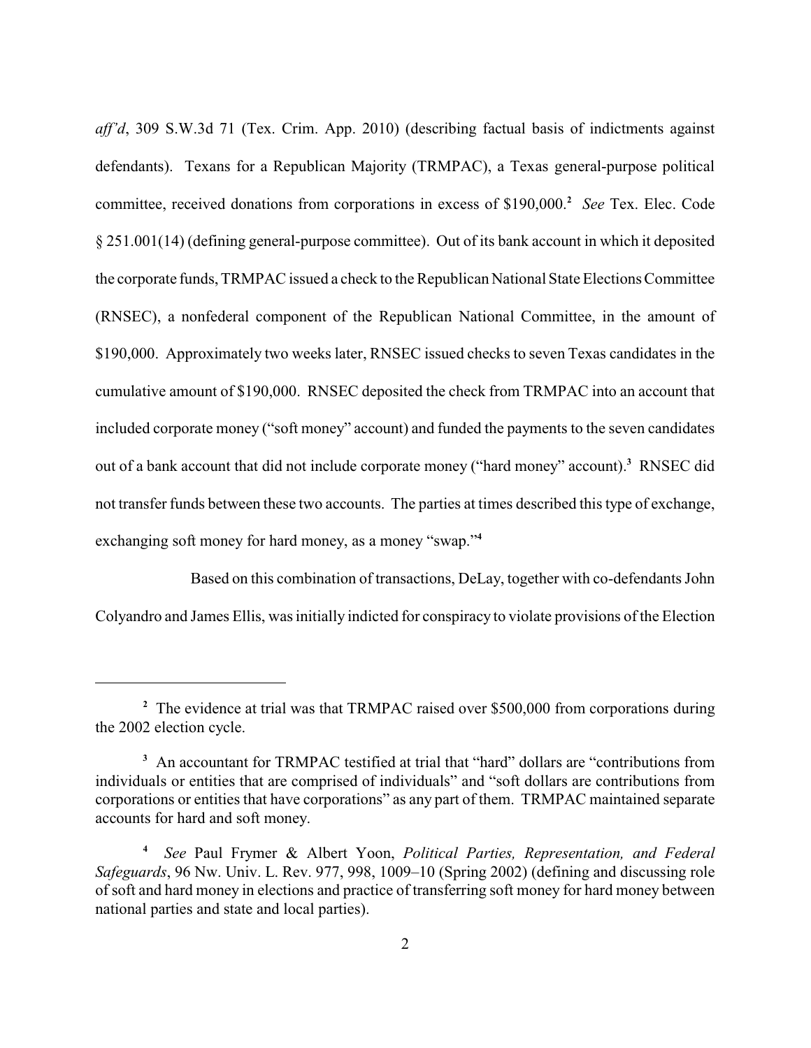*aff'd*, 309 S.W.3d 71 (Tex. Crim. App. 2010) (describing factual basis of indictments against defendants). Texans for a Republican Majority (TRMPAC), a Texas general-purpose political committee, received donations from corporations in excess of $190,000.[2] *See* Tex. Elec. Code § 251.001(14) (defining general-purpose committee). Out of its bank account in which it deposited the corporate funds, TRMPAC issued a check to the Republican National State Elections Committee (RNSEC), a nonfederal component of the Republican National Committee, in the amount of $190,000. Approximately two weeks later, RNSEC issued checks to seven Texas candidates in the cumulative amount of $190,000. RNSEC deposited the check from TRMPAC into an account that included corporate money ("soft money" account) and funded the payments to the seven candidates out of a bank account that did not include corporate money ("hard money" account).[3] RNSEC did not transfer funds between these two accounts. The parties at times described this type of exchange, exchanging soft money for hard money, as a money "swap."[4]

Based on this combination of transactions, DeLay, together with co-defendants John Colyandro and James Ellis, was initially indicted for conspiracy to violate provisions of the Election

---

[2] The evidence at trial was that TRMPAC raised over $500,000 from corporations during the 2002 election cycle.

[3] An accountant for TRMPAC testified at trial that "hard" dollars are "contributions from individuals or entities that are comprised of individuals" and "soft dollars are contributions from corporations or entities that have corporations" as any part of them. TRMPAC maintained separate accounts for hard and soft money.

[4] *See* Paul Frymer & Albert Yoon, *Political Parties, Representation, and Federal Safeguards*, 96 Nw. Univ. L. Rev. 977, 998, 1009–10 (Spring 2002) (defining and discussing role of soft and hard money in elections and practice of transferring soft money for hard money between national parties and state and local parties).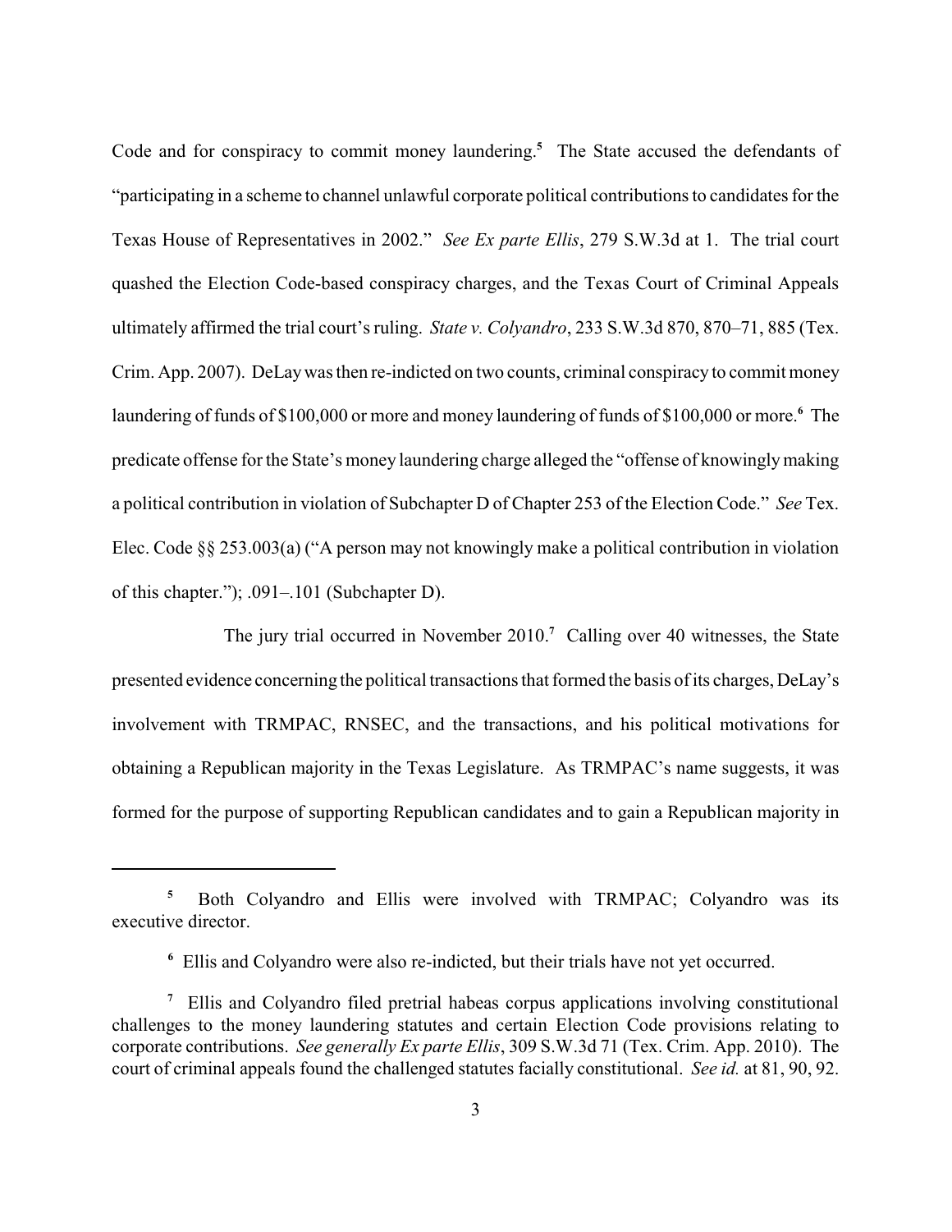Code and for conspiracy to commit money laundering.[5] The State accused the defendants of "participating in a scheme to channel unlawful corporate political contributions to candidates for the Texas House of Representatives in 2002." *See Ex parte Ellis*, 279 S.W.3d at 1. The trial court quashed the Election Code-based conspiracy charges, and the Texas Court of Criminal Appeals ultimately affirmed the trial court's ruling. *State v. Colyandro*, 233 S.W.3d 870, 870–71, 885 (Tex. Crim. App. 2007). DeLay was then re-indicted on two counts, criminal conspiracy to commit money laundering of funds of $100,000 or more and money laundering of funds of $100,000 or more.[6] The predicate offense for the State's money laundering charge alleged the "offense of knowingly making a political contribution in violation of Subchapter D of Chapter 253 of the Election Code." *See* Tex. Elec. Code §§ 253.003(a) ("A person may not knowingly make a political contribution in violation of this chapter."); .091–.101 (Subchapter D).

The jury trial occurred in November 2010.[7] Calling over 40 witnesses, the State presented evidence concerning the political transactions that formed the basis of its charges, DeLay's involvement with TRMPAC, RNSEC, and the transactions, and his political motivations for obtaining a Republican majority in the Texas Legislature. As TRMPAC's name suggests, it was formed for the purpose of supporting Republican candidates and to gain a Republican majority in

---

[5] Both Colyandro and Ellis were involved with TRMPAC; Colyandro was its executive director.

[6] Ellis and Colyandro were also re-indicted, but their trials have not yet occurred.

[7] Ellis and Colyandro filed pretrial habeas corpus applications involving constitutional challenges to the money laundering statutes and certain Election Code provisions relating to corporate contributions. *See generally Ex parte Ellis*, 309 S.W.3d 71 (Tex. Crim. App. 2010). The court of criminal appeals found the challenged statutes facially constitutional. *See id.* at 81, 90, 92.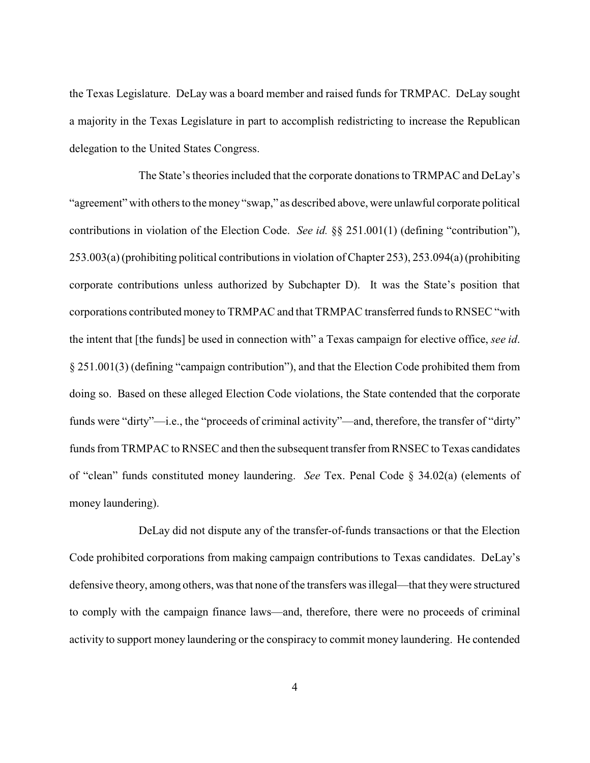the Texas Legislature. DeLay was a board member and raised funds for TRMPAC. DeLay sought a majority in the Texas Legislature in part to accomplish redistricting to increase the Republican delegation to the United States Congress.

The State's theories included that the corporate donations to TRMPAC and DeLay's "agreement" with others to the money "swap," as described above, were unlawful corporate political contributions in violation of the Election Code. *See id.* §§ 251.001(1) (defining "contribution"), 253.003(a) (prohibiting political contributions in violation of Chapter 253), 253.094(a) (prohibiting corporate contributions unless authorized by Subchapter D). It was the State's position that corporations contributed money to TRMPAC and that TRMPAC transferred funds to RNSEC "with the intent that [the funds] be used in connection with" a Texas campaign for elective office, *see id*. § 251.001(3) (defining "campaign contribution"), and that the Election Code prohibited them from doing so. Based on these alleged Election Code violations, the State contended that the corporate funds were "dirty"—i.e., the "proceeds of criminal activity"—and, therefore, the transfer of "dirty" funds from TRMPAC to RNSEC and then the subsequent transfer from RNSEC to Texas candidates of "clean" funds constituted money laundering. *See* Tex. Penal Code § 34.02(a) (elements of money laundering).

DeLay did not dispute any of the transfer-of-funds transactions or that the Election Code prohibited corporations from making campaign contributions to Texas candidates. DeLay's defensive theory, among others, was that none of the transfers was illegal—that they were structured to comply with the campaign finance laws—and, therefore, there were no proceeds of criminal activity to support money laundering or the conspiracy to commit money laundering. He contended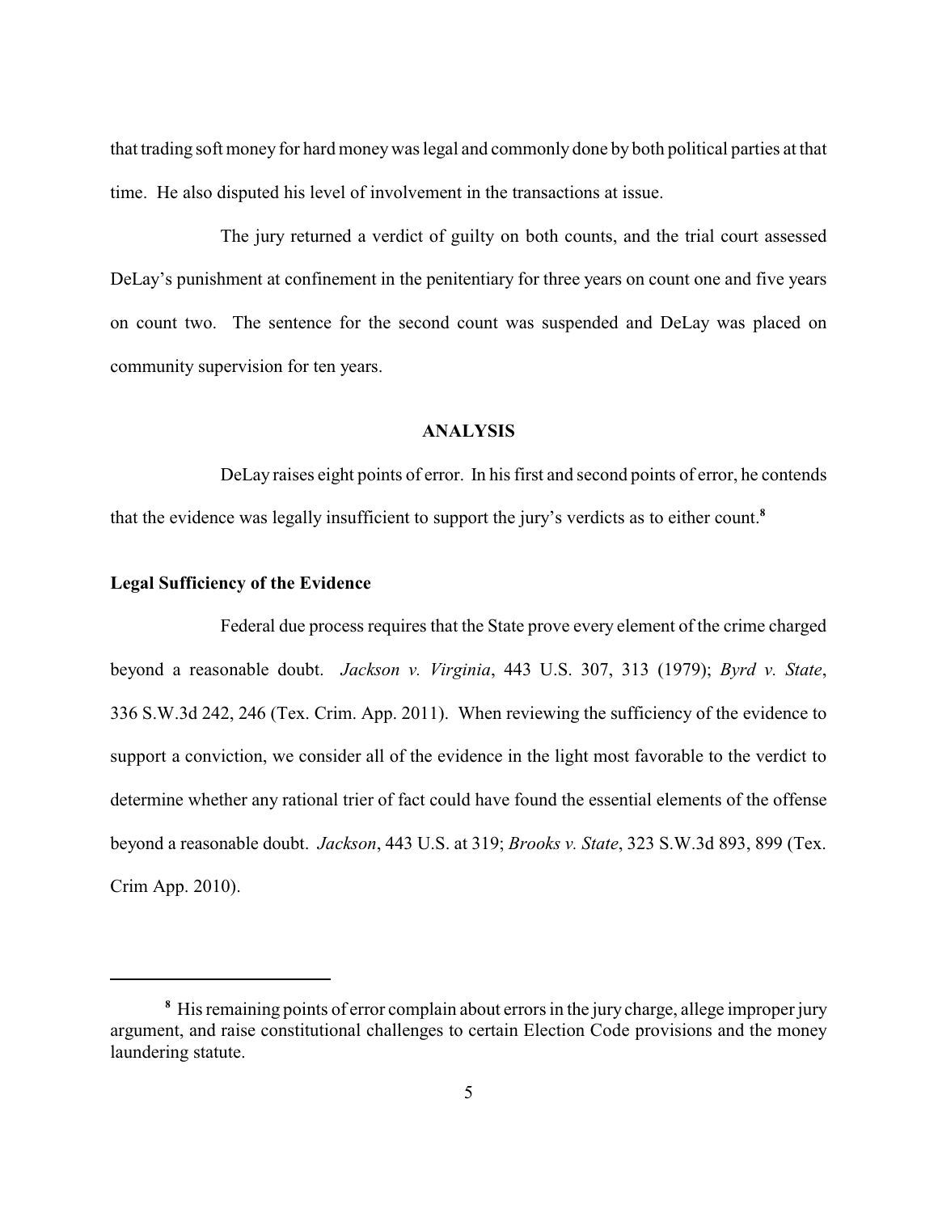that trading soft money for hard money was legal and commonly done by both political parties at that time. He also disputed his level of involvement in the transactions at issue.

The jury returned a verdict of guilty on both counts, and the trial court assessed DeLay's punishment at confinement in the penitentiary for three years on count one and five years on count two. The sentence for the second count was suspended and DeLay was placed on community supervision for ten years.

## ANALYSIS

DeLay raises eight points of error. In his first and second points of error, he contends that the evidence was legally insufficient to support the jury's verdicts as to either count.[8]

### Legal Sufficiency of the Evidence

Federal due process requires that the State prove every element of the crime charged beyond a reasonable doubt. *Jackson v. Virginia*, 443 U.S. 307, 313 (1979); *Byrd v. State*, 336 S.W.3d 242, 246 (Tex. Crim. App. 2011). When reviewing the sufficiency of the evidence to support a conviction, we consider all of the evidence in the light most favorable to the verdict to determine whether any rational trier of fact could have found the essential elements of the offense beyond a reasonable doubt. *Jackson*, 443 U.S. at 319; *Brooks v. State*, 323 S.W.3d 893, 899 (Tex. Crim App. 2010).

---

[8] His remaining points of error complain about errors in the jury charge, allege improper jury argument, and raise constitutional challenges to certain Election Code provisions and the money laundering statute.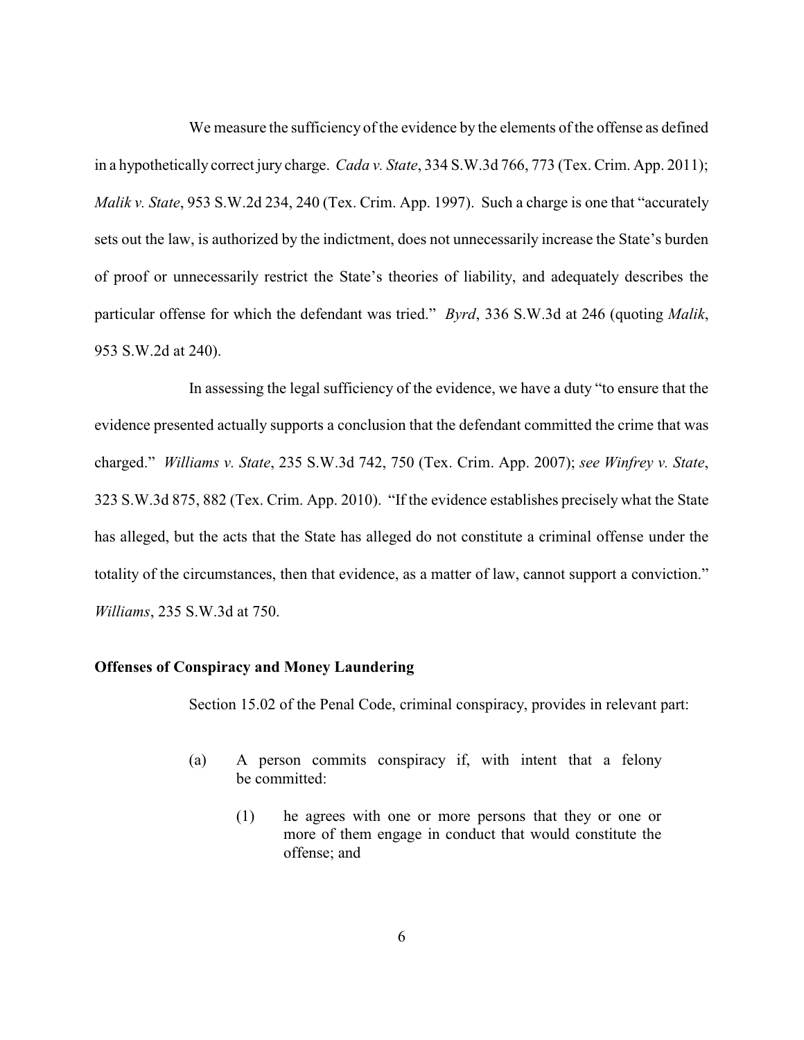We measure the sufficiency of the evidence by the elements of the offense as defined in a hypothetically correct jury charge. *Cada v. State*, 334 S.W.3d 766, 773 (Tex. Crim. App. 2011); *Malik v. State*, 953 S.W.2d 234, 240 (Tex. Crim. App. 1997). Such a charge is one that "accurately sets out the law, is authorized by the indictment, does not unnecessarily increase the State's burden of proof or unnecessarily restrict the State's theories of liability, and adequately describes the particular offense for which the defendant was tried." *Byrd*, 336 S.W.3d at 246 (quoting *Malik*, 953 S.W.2d at 240).

In assessing the legal sufficiency of the evidence, we have a duty "to ensure that the evidence presented actually supports a conclusion that the defendant committed the crime that was charged." *Williams v. State*, 235 S.W.3d 742, 750 (Tex. Crim. App. 2007); *see Winfrey v. State*, 323 S.W.3d 875, 882 (Tex. Crim. App. 2010). "If the evidence establishes precisely what the State has alleged, but the acts that the State has alleged do not constitute a criminal offense under the totality of the circumstances, then that evidence, as a matter of law, cannot support a conviction." *Williams*, 235 S.W.3d at 750.

**Offenses of Conspiracy and Money Laundering**

Section 15.02 of the Penal Code, criminal conspiracy, provides in relevant part:

> (a) A person commits conspiracy if, with intent that a felony be committed:
>
> > (1) he agrees with one or more persons that they or one or more of them engage in conduct that would constitute the offense; and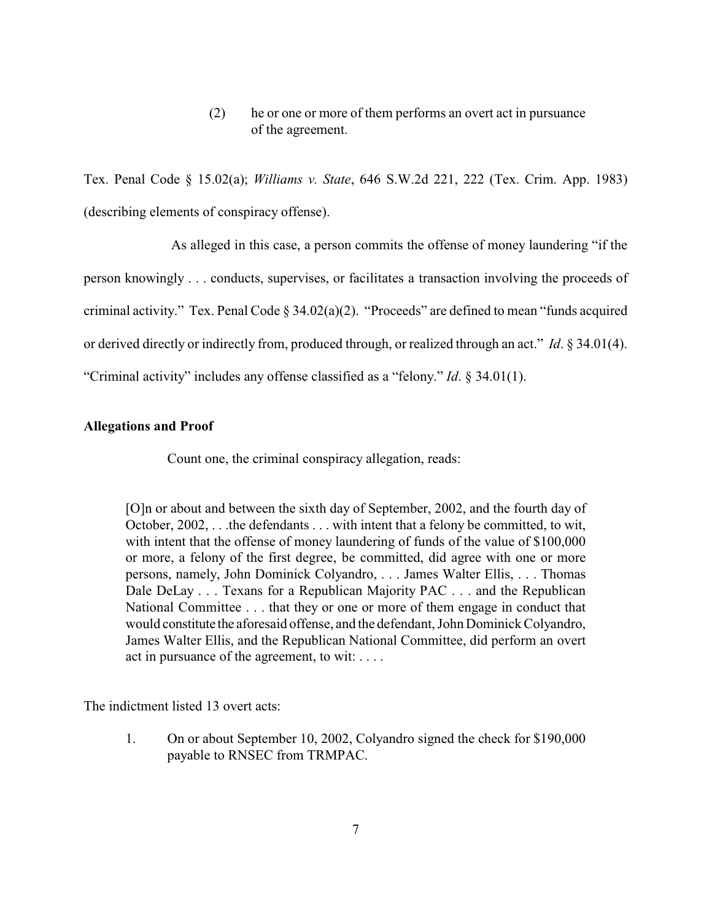(2) he or one or more of them performs an overt act in pursuance of the agreement.

Tex. Penal Code § 15.02(a); *Williams v. State*, 646 S.W.2d 221, 222 (Tex. Crim. App. 1983) (describing elements of conspiracy offense).

As alleged in this case, a person commits the offense of money laundering "if the person knowingly . . . conducts, supervises, or facilitates a transaction involving the proceeds of criminal activity." Tex. Penal Code § 34.02(a)(2). "Proceeds" are defined to mean "funds acquired or derived directly or indirectly from, produced through, or realized through an act." *Id*. § 34.01(4). "Criminal activity" includes any offense classified as a "felony." *Id*. § 34.01(1).

**Allegations and Proof**

Count one, the criminal conspiracy allegation, reads:

> [O]n or about and between the sixth day of September, 2002, and the fourth day of October, 2002, . . .the defendants . . . with intent that a felony be committed, to wit, with intent that the offense of money laundering of funds of the value of $100,000 or more, a felony of the first degree, be committed, did agree with one or more persons, namely, John Dominick Colyandro, . . . James Walter Ellis, . . . Thomas Dale DeLay . . . Texans for a Republican Majority PAC . . . and the Republican National Committee . . . that they or one or more of them engage in conduct that would constitute the aforesaid offense, and the defendant, John Dominick Colyandro, James Walter Ellis, and the Republican National Committee, did perform an overt act in pursuance of the agreement, to wit: . . . .

The indictment listed 13 overt acts:

1. On or about September 10, 2002, Colyandro signed the check for $190,000 payable to RNSEC from TRMPAC.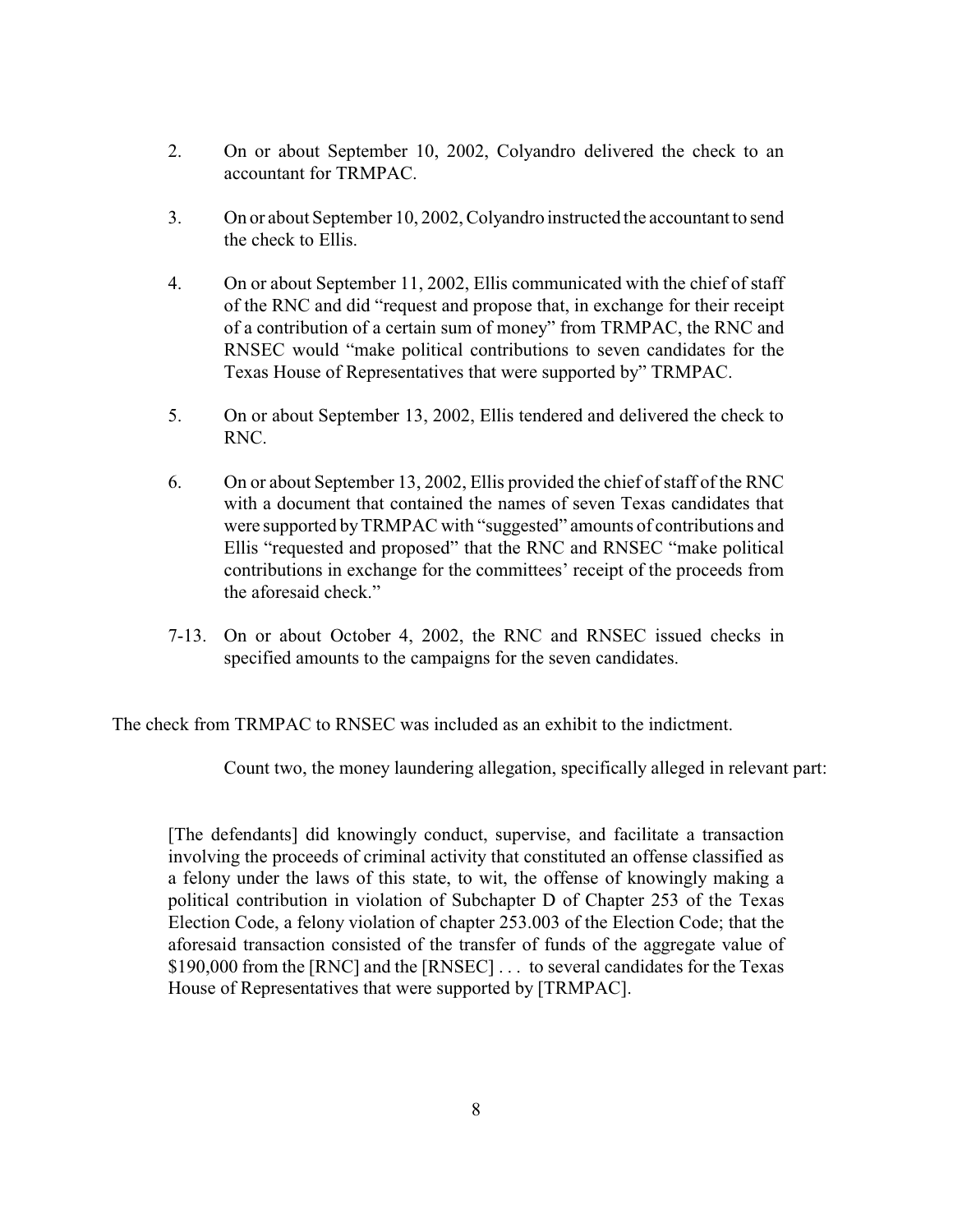2. On or about September 10, 2002, Colyandro delivered the check to an accountant for TRMPAC.

3. On or about September 10, 2002, Colyandro instructed the accountant to send the check to Ellis.

4. On or about September 11, 2002, Ellis communicated with the chief of staff of the RNC and did "request and propose that, in exchange for their receipt of a contribution of a certain sum of money" from TRMPAC, the RNC and RNSEC would "make political contributions to seven candidates for the Texas House of Representatives that were supported by" TRMPAC.

5. On or about September 13, 2002, Ellis tendered and delivered the check to RNC.

6. On or about September 13, 2002, Ellis provided the chief of staff of the RNC with a document that contained the names of seven Texas candidates that were supported by TRMPAC with "suggested" amounts of contributions and Ellis "requested and proposed" that the RNC and RNSEC "make political contributions in exchange for the committees' receipt of the proceeds from the aforesaid check."

7-13. On or about October 4, 2002, the RNC and RNSEC issued checks in specified amounts to the campaigns for the seven candidates.

The check from TRMPAC to RNSEC was included as an exhibit to the indictment.

Count two, the money laundering allegation, specifically alleged in relevant part:

> [The defendants] did knowingly conduct, supervise, and facilitate a transaction involving the proceeds of criminal activity that constituted an offense classified as a felony under the laws of this state, to wit, the offense of knowingly making a political contribution in violation of Subchapter D of Chapter 253 of the Texas Election Code, a felony violation of chapter 253.003 of the Election Code; that the aforesaid transaction consisted of the transfer of funds of the aggregate value of $190,000 from the [RNC] and the [RNSEC] . . . to several candidates for the Texas House of Representatives that were supported by [TRMPAC].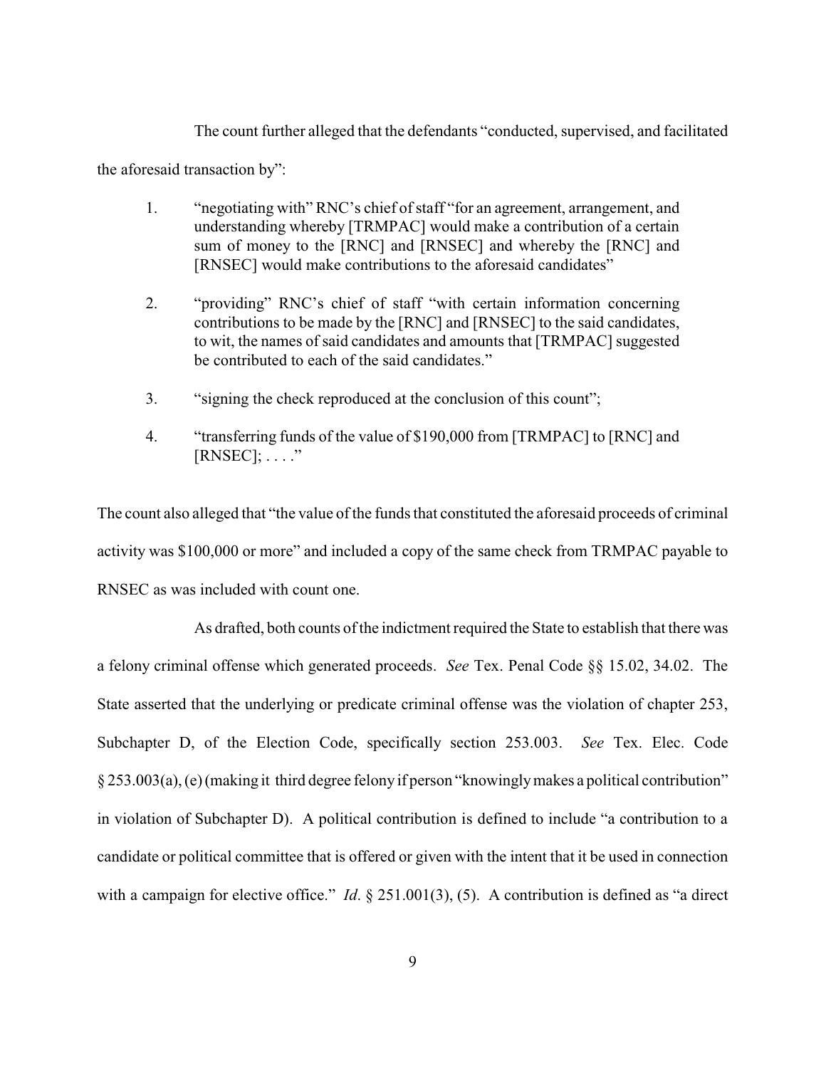The count further alleged that the defendants "conducted, supervised, and facilitated the aforesaid transaction by":

1. "negotiating with" RNC's chief of staff "for an agreement, arrangement, and understanding whereby [TRMPAC] would make a contribution of a certain sum of money to the [RNC] and [RNSEC] and whereby the [RNC] and [RNSEC] would make contributions to the aforesaid candidates"

2. "providing" RNC's chief of staff "with certain information concerning contributions to be made by the [RNC] and [RNSEC] to the said candidates, to wit, the names of said candidates and amounts that [TRMPAC] suggested be contributed to each of the said candidates."

3. "signing the check reproduced at the conclusion of this count";

4. "transferring funds of the value of $190,000 from [TRMPAC] to [RNC] and [RNSEC]; . . . ."

The count also alleged that "the value of the funds that constituted the aforesaid proceeds of criminal activity was $100,000 or more" and included a copy of the same check from TRMPAC payable to RNSEC as was included with count one.

As drafted, both counts of the indictment required the State to establish that there was a felony criminal offense which generated proceeds. *See* Tex. Penal Code §§ 15.02, 34.02. The State asserted that the underlying or predicate criminal offense was the violation of chapter 253, Subchapter D, of the Election Code, specifically section 253.003. *See* Tex. Elec. Code § 253.003(a), (e) (making it third degree felony if person "knowingly makes a political contribution" in violation of Subchapter D). A political contribution is defined to include "a contribution to a candidate or political committee that is offered or given with the intent that it be used in connection with a campaign for elective office." *Id*. § 251.001(3), (5). A contribution is defined as "a direct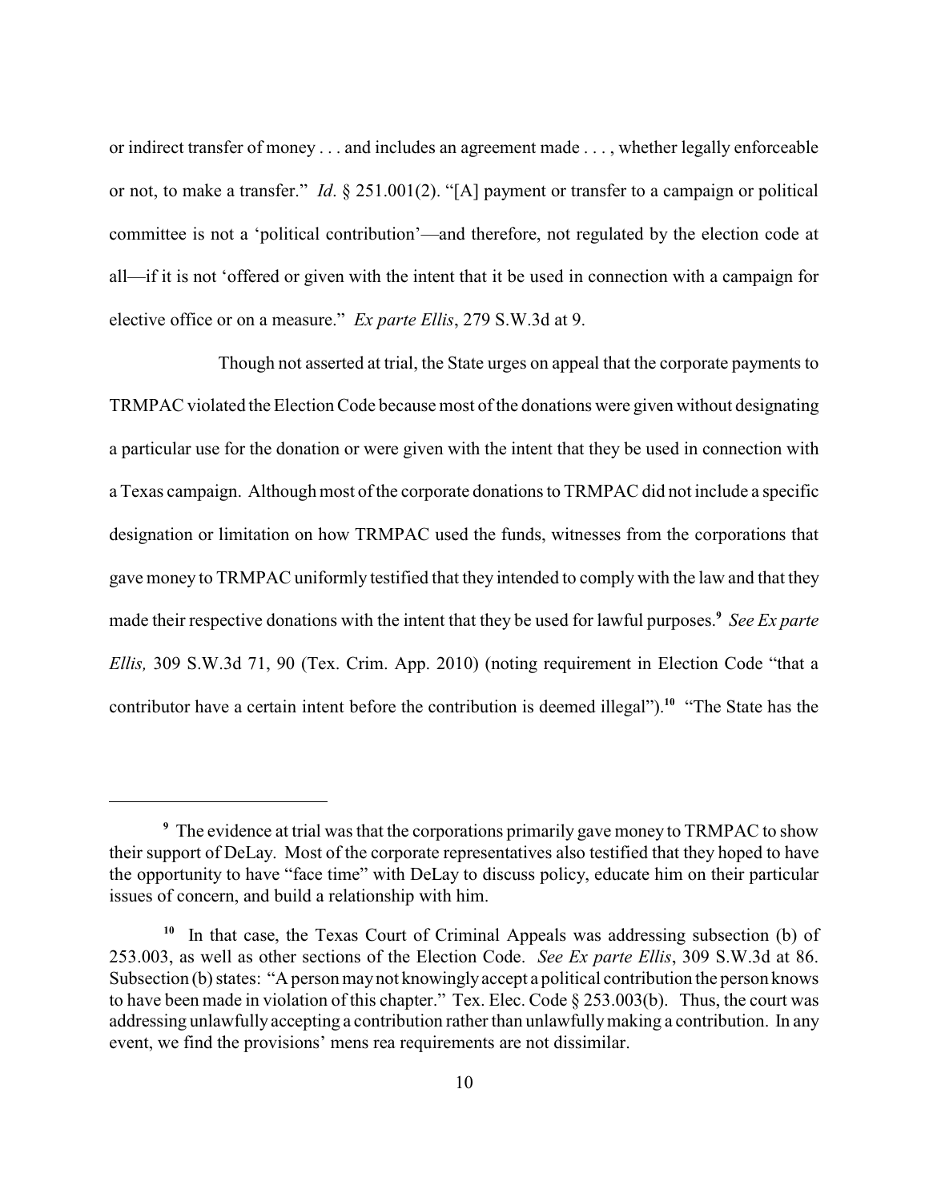or indirect transfer of money . . . and includes an agreement made . . . , whether legally enforceable or not, to make a transfer." *Id*. § 251.001(2). "[A] payment or transfer to a campaign or political committee is not a 'political contribution'—and therefore, not regulated by the election code at all—if it is not 'offered or given with the intent that it be used in connection with a campaign for elective office or on a measure." *Ex parte Ellis*, 279 S.W.3d at 9.

Though not asserted at trial, the State urges on appeal that the corporate payments to TRMPAC violated the Election Code because most of the donations were given without designating a particular use for the donation or were given with the intent that they be used in connection with a Texas campaign. Although most of the corporate donations to TRMPAC did not include a specific designation or limitation on how TRMPAC used the funds, witnesses from the corporations that gave money to TRMPAC uniformly testified that they intended to comply with the law and that they made their respective donations with the intent that they be used for lawful purposes.[9] *See Ex parte Ellis,* 309 S.W.3d 71, 90 (Tex. Crim. App. 2010) (noting requirement in Election Code "that a contributor have a certain intent before the contribution is deemed illegal").[10] "The State has the

---

[9] The evidence at trial was that the corporations primarily gave money to TRMPAC to show their support of DeLay. Most of the corporate representatives also testified that they hoped to have the opportunity to have "face time" with DeLay to discuss policy, educate him on their particular issues of concern, and build a relationship with him.

[10] In that case, the Texas Court of Criminal Appeals was addressing subsection (b) of 253.003, as well as other sections of the Election Code. *See Ex parte Ellis*, 309 S.W.3d at 86. Subsection (b) states: "A person may not knowingly accept a political contribution the person knows to have been made in violation of this chapter." Tex. Elec. Code § 253.003(b). Thus, the court was addressing unlawfully accepting a contribution rather than unlawfully making a contribution. In any event, we find the provisions' mens rea requirements are not dissimilar.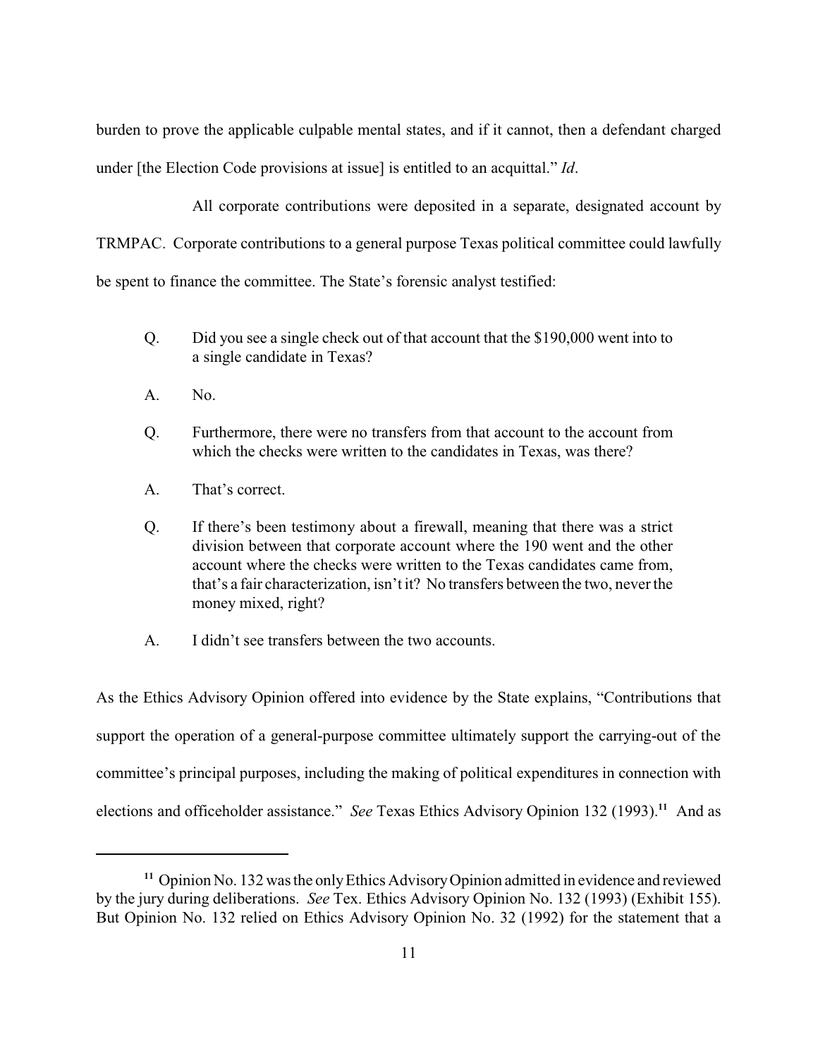burden to prove the applicable culpable mental states, and if it cannot, then a defendant charged under [the Election Code provisions at issue] is entitled to an acquittal." *Id*.

All corporate contributions were deposited in a separate, designated account by TRMPAC. Corporate contributions to a general purpose Texas political committee could lawfully be spent to finance the committee. The State's forensic analyst testified:

> Q. Did you see a single check out of that account that the $190,000 went into to a single candidate in Texas?
>
> A. No.
>
> Q. Furthermore, there were no transfers from that account to the account from which the checks were written to the candidates in Texas, was there?
>
> A. That's correct.
>
> Q. If there's been testimony about a firewall, meaning that there was a strict division between that corporate account where the 190 went and the other account where the checks were written to the Texas candidates came from, that's a fair characterization, isn't it? No transfers between the two, never the money mixed, right?
>
> A. I didn't see transfers between the two accounts.

As the Ethics Advisory Opinion offered into evidence by the State explains, "Contributions that support the operation of a general-purpose committee ultimately support the carrying-out of the committee's principal purposes, including the making of political expenditures in connection with elections and officeholder assistance." *See* Texas Ethics Advisory Opinion 132 (1993).[11] And as

---

[11] Opinion No. 132 was the only Ethics Advisory Opinion admitted in evidence and reviewed by the jury during deliberations. *See* Tex. Ethics Advisory Opinion No. 132 (1993) (Exhibit 155). But Opinion No. 132 relied on Ethics Advisory Opinion No. 32 (1992) for the statement that a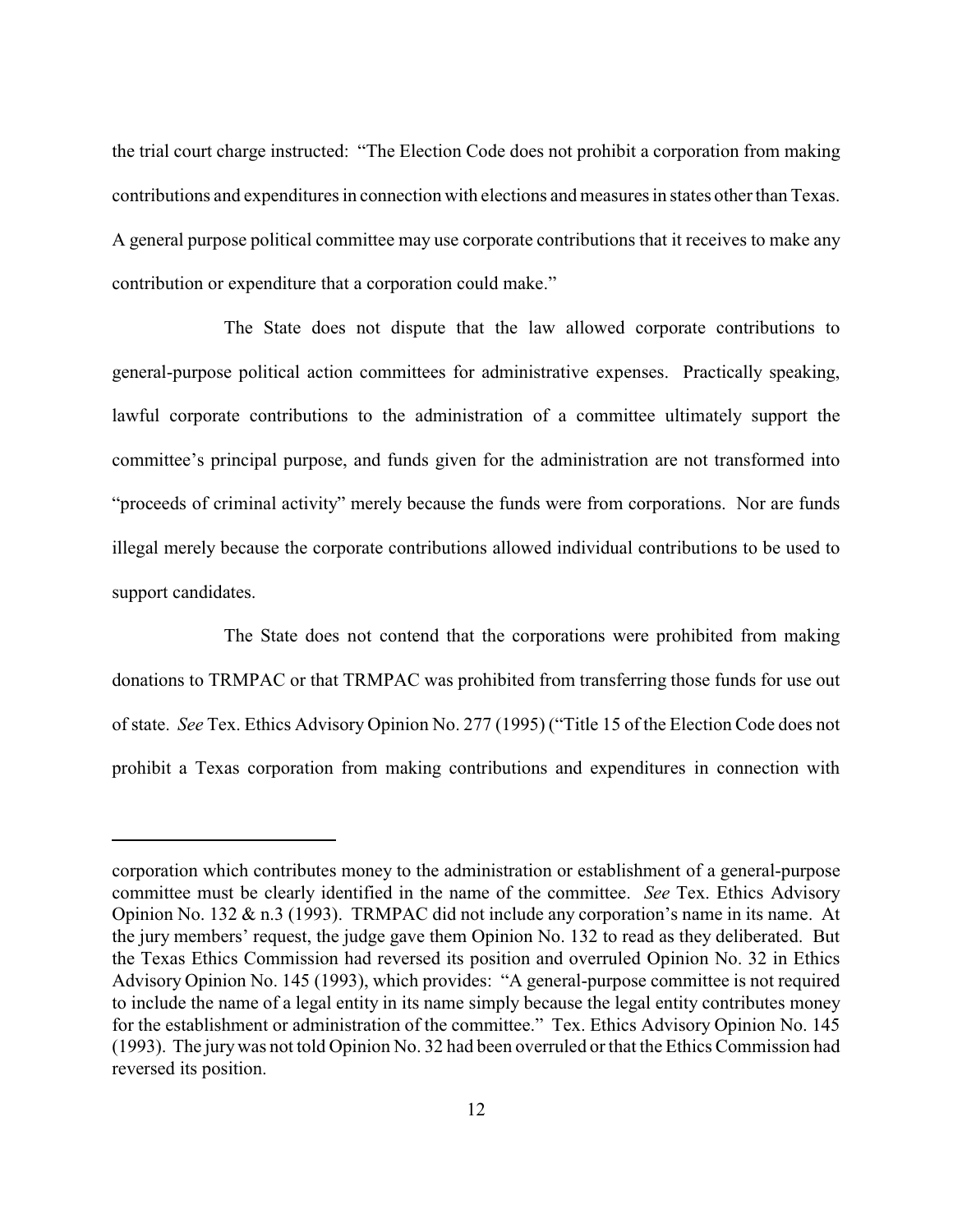the trial court charge instructed: "The Election Code does not prohibit a corporation from making contributions and expenditures in connection with elections and measures in states other than Texas. A general purpose political committee may use corporate contributions that it receives to make any contribution or expenditure that a corporation could make."

The State does not dispute that the law allowed corporate contributions to general-purpose political action committees for administrative expenses. Practically speaking, lawful corporate contributions to the administration of a committee ultimately support the committee's principal purpose, and funds given for the administration are not transformed into "proceeds of criminal activity" merely because the funds were from corporations. Nor are funds illegal merely because the corporate contributions allowed individual contributions to be used to support candidates.

The State does not contend that the corporations were prohibited from making donations to TRMPAC or that TRMPAC was prohibited from transferring those funds for use out of state. *See* Tex. Ethics Advisory Opinion No. 277 (1995) ("Title 15 of the Election Code does not prohibit a Texas corporation from making contributions and expenditures in connection with

---

corporation which contributes money to the administration or establishment of a general-purpose committee must be clearly identified in the name of the committee. *See* Tex. Ethics Advisory Opinion No. 132 & n.3 (1993). TRMPAC did not include any corporation's name in its name. At the jury members' request, the judge gave them Opinion No. 132 to read as they deliberated. But the Texas Ethics Commission had reversed its position and overruled Opinion No. 32 in Ethics Advisory Opinion No. 145 (1993), which provides: "A general-purpose committee is not required to include the name of a legal entity in its name simply because the legal entity contributes money for the establishment or administration of the committee." Tex. Ethics Advisory Opinion No. 145 (1993). The jury was not told Opinion No. 32 had been overruled or that the Ethics Commission had reversed its position.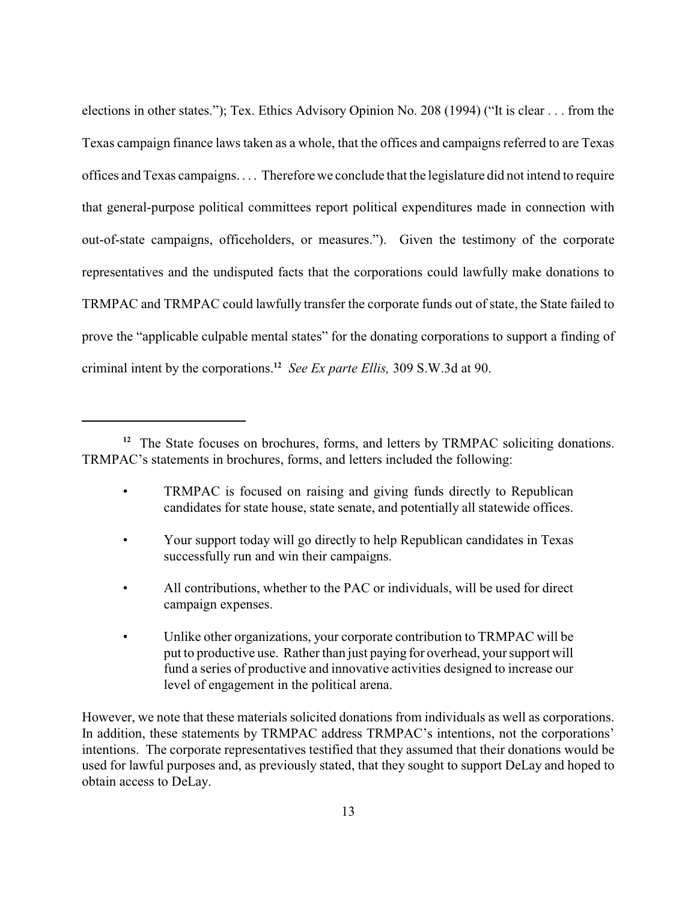elections in other states."); Tex. Ethics Advisory Opinion No. 208 (1994) ("It is clear . . . from the Texas campaign finance laws taken as a whole, that the offices and campaigns referred to are Texas offices and Texas campaigns. . . . Therefore we conclude that the legislature did not intend to require that general-purpose political committees report political expenditures made in connection with out-of-state campaigns, officeholders, or measures."). Given the testimony of the corporate representatives and the undisputed facts that the corporations could lawfully make donations to TRMPAC and TRMPAC could lawfully transfer the corporate funds out of state, the State failed to prove the "applicable culpable mental states" for the donating corporations to support a finding of criminal intent by the corporations.[12] *See Ex parte Ellis,* 309 S.W.3d at 90.

---

[12] The State focuses on brochures, forms, and letters by TRMPAC soliciting donations. TRMPAC's statements in brochures, forms, and letters included the following:

- TRMPAC is focused on raising and giving funds directly to Republican candidates for state house, state senate, and potentially all statewide offices.
- Your support today will go directly to help Republican candidates in Texas successfully run and win their campaigns.
- All contributions, whether to the PAC or individuals, will be used for direct campaign expenses.
- Unlike other organizations, your corporate contribution to TRMPAC will be put to productive use. Rather than just paying for overhead, your support will fund a series of productive and innovative activities designed to increase our level of engagement in the political arena.

However, we note that these materials solicited donations from individuals as well as corporations. In addition, these statements by TRMPAC address TRMPAC's intentions, not the corporations' intentions. The corporate representatives testified that they assumed that their donations would be used for lawful purposes and, as previously stated, that they sought to support DeLay and hoped to obtain access to DeLay.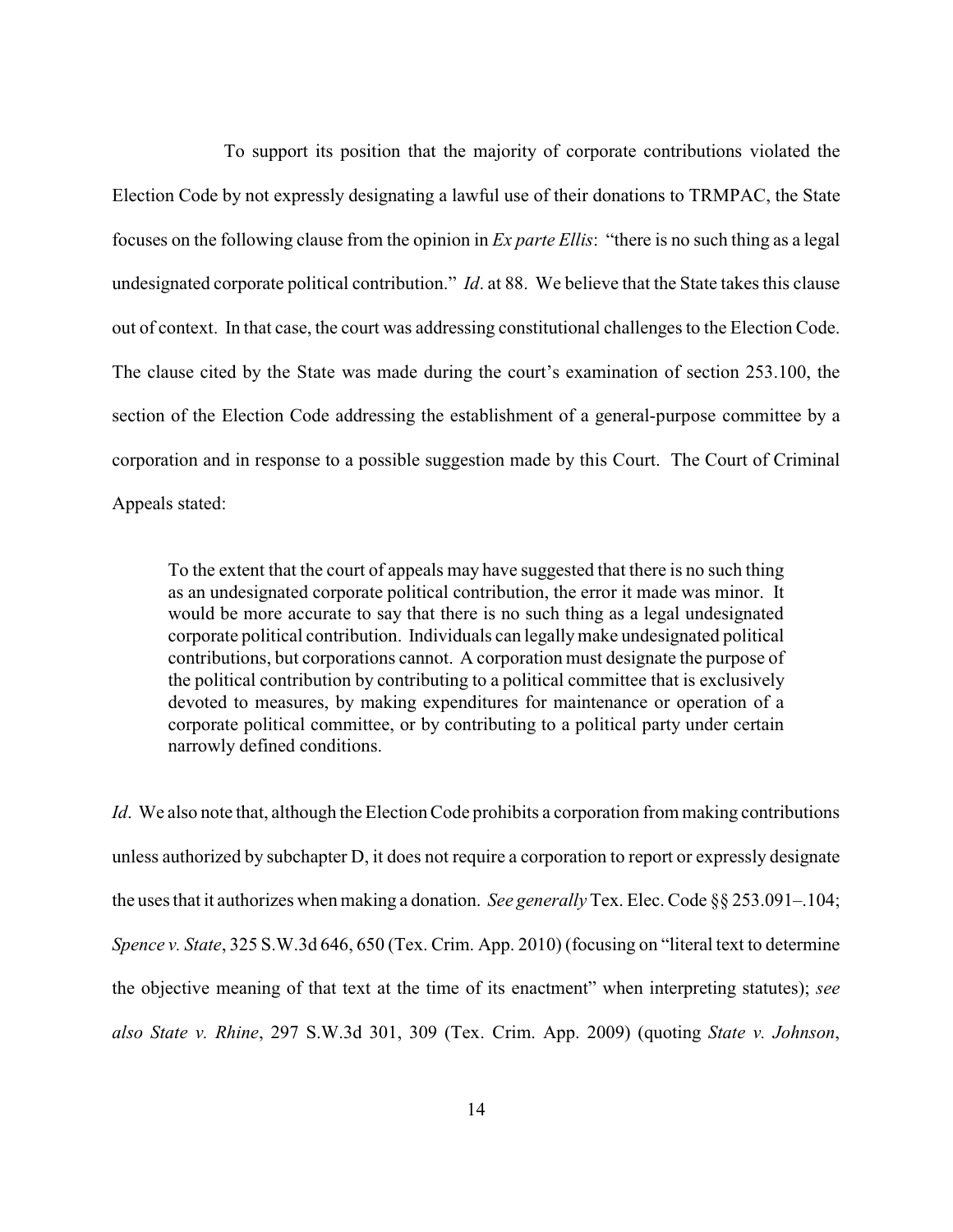To support its position that the majority of corporate contributions violated the Election Code by not expressly designating a lawful use of their donations to TRMPAC, the State focuses on the following clause from the opinion in *Ex parte Ellis*: "there is no such thing as a legal undesignated corporate political contribution." *Id*. at 88. We believe that the State takes this clause out of context. In that case, the court was addressing constitutional challenges to the Election Code. The clause cited by the State was made during the court's examination of section 253.100, the section of the Election Code addressing the establishment of a general-purpose committee by a corporation and in response to a possible suggestion made by this Court. The Court of Criminal Appeals stated:

> To the extent that the court of appeals may have suggested that there is no such thing as an undesignated corporate political contribution, the error it made was minor. It would be more accurate to say that there is no such thing as a legal undesignated corporate political contribution. Individuals can legally make undesignated political contributions, but corporations cannot. A corporation must designate the purpose of the political contribution by contributing to a political committee that is exclusively devoted to measures, by making expenditures for maintenance or operation of a corporate political committee, or by contributing to a political party under certain narrowly defined conditions.

*Id*. We also note that, although the Election Code prohibits a corporation from making contributions unless authorized by subchapter D, it does not require a corporation to report or expressly designate the uses that it authorizes when making a donation. *See generally* Tex. Elec. Code §§ 253.091–.104; *Spence v. State*, 325 S.W.3d 646, 650 (Tex. Crim. App. 2010) (focusing on "literal text to determine the objective meaning of that text at the time of its enactment" when interpreting statutes); *see also State v. Rhine*, 297 S.W.3d 301, 309 (Tex. Crim. App. 2009) (quoting *State v. Johnson*,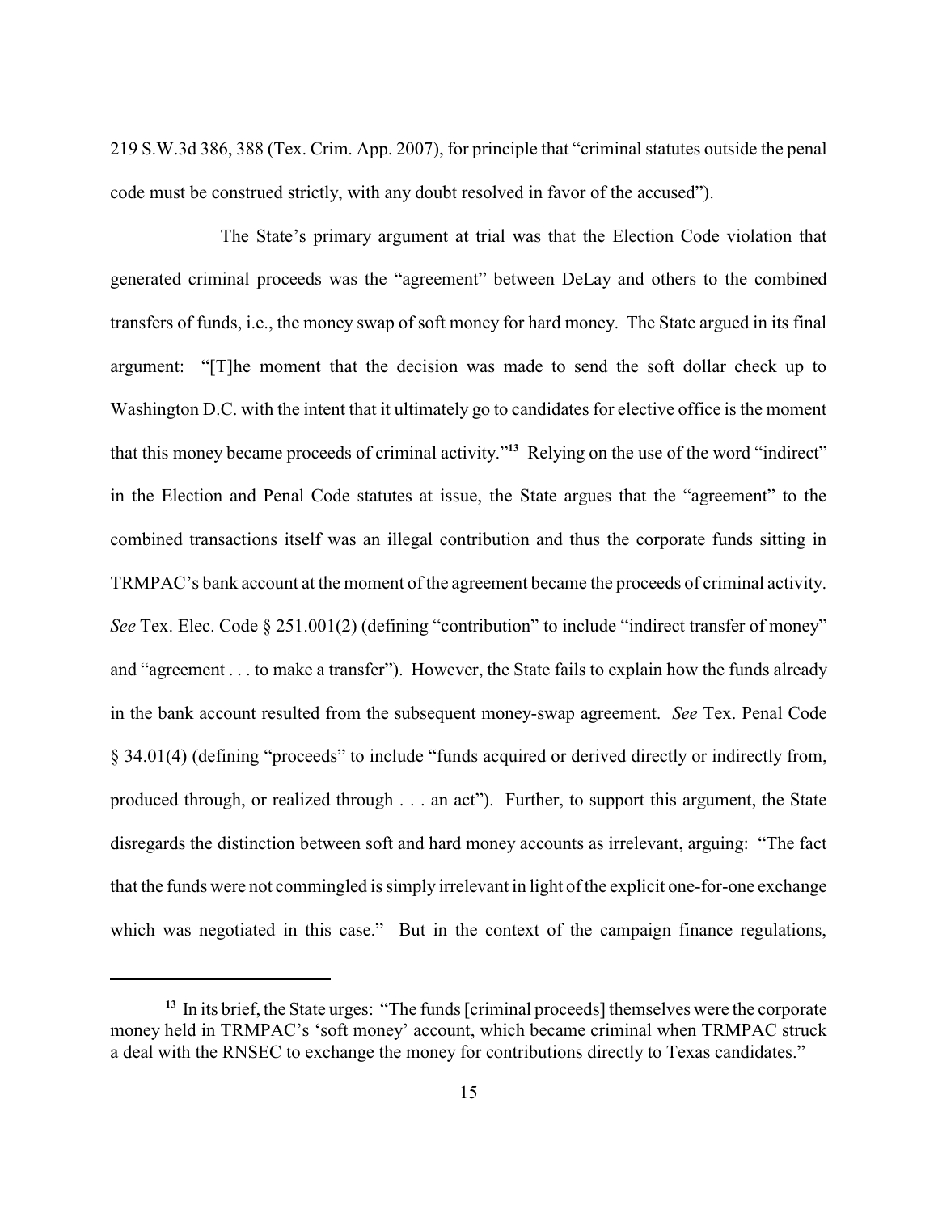219 S.W.3d 386, 388 (Tex. Crim. App. 2007), for principle that "criminal statutes outside the penal code must be construed strictly, with any doubt resolved in favor of the accused").

The State's primary argument at trial was that the Election Code violation that generated criminal proceeds was the "agreement" between DeLay and others to the combined transfers of funds, i.e., the money swap of soft money for hard money. The State argued in its final argument: "[T]he moment that the decision was made to send the soft dollar check up to Washington D.C. with the intent that it ultimately go to candidates for elective office is the moment that this money became proceeds of criminal activity."[13] Relying on the use of the word "indirect" in the Election and Penal Code statutes at issue, the State argues that the "agreement" to the combined transactions itself was an illegal contribution and thus the corporate funds sitting in TRMPAC's bank account at the moment of the agreement became the proceeds of criminal activity. *See* Tex. Elec. Code § 251.001(2) (defining "contribution" to include "indirect transfer of money" and "agreement . . . to make a transfer"). However, the State fails to explain how the funds already in the bank account resulted from the subsequent money-swap agreement. *See* Tex. Penal Code § 34.01(4) (defining "proceeds" to include "funds acquired or derived directly or indirectly from, produced through, or realized through . . . an act"). Further, to support this argument, the State disregards the distinction between soft and hard money accounts as irrelevant, arguing: "The fact that the funds were not commingled is simply irrelevant in light of the explicit one-for-one exchange which was negotiated in this case." But in the context of the campaign finance regulations,

---

[13] In its brief, the State urges: "The funds [criminal proceeds] themselves were the corporate money held in TRMPAC's 'soft money' account, which became criminal when TRMPAC struck a deal with the RNSEC to exchange the money for contributions directly to Texas candidates."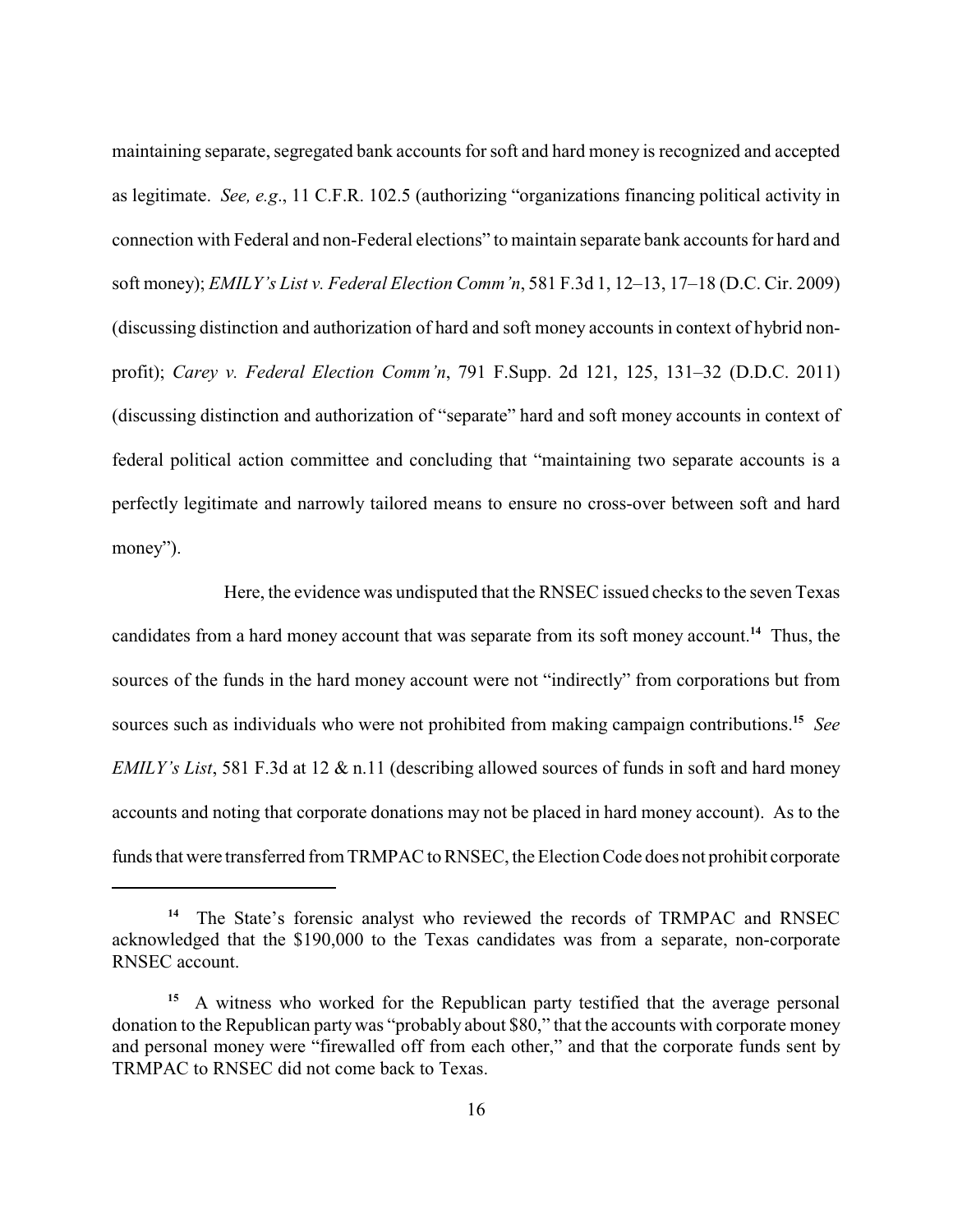maintaining separate, segregated bank accounts for soft and hard money is recognized and accepted as legitimate. *See, e.g*., 11 C.F.R. 102.5 (authorizing "organizations financing political activity in connection with Federal and non-Federal elections" to maintain separate bank accounts for hard and soft money); *EMILY's List v. Federal Election Comm'n*, 581 F.3d 1, 12–13, 17–18 (D.C. Cir. 2009) (discussing distinction and authorization of hard and soft money accounts in context of hybrid non-profit); *Carey v. Federal Election Comm'n*, 791 F.Supp. 2d 121, 125, 131–32 (D.D.C. 2011) (discussing distinction and authorization of "separate" hard and soft money accounts in context of federal political action committee and concluding that "maintaining two separate accounts is a perfectly legitimate and narrowly tailored means to ensure no cross-over between soft and hard money").

Here, the evidence was undisputed that the RNSEC issued checks to the seven Texas candidates from a hard money account that was separate from its soft money account.[14] Thus, the sources of the funds in the hard money account were not "indirectly" from corporations but from sources such as individuals who were not prohibited from making campaign contributions.[15] *See EMILY's List*, 581 F.3d at 12 & n.11 (describing allowed sources of funds in soft and hard money accounts and noting that corporate donations may not be placed in hard money account). As to the funds that were transferred from TRMPAC to RNSEC, the Election Code does not prohibit corporate

---

[14] The State's forensic analyst who reviewed the records of TRMPAC and RNSEC acknowledged that the $190,000 to the Texas candidates was from a separate, non-corporate RNSEC account.

[15] A witness who worked for the Republican party testified that the average personal donation to the Republican party was "probably about $80," that the accounts with corporate money and personal money were "firewalled off from each other," and that the corporate funds sent by TRMPAC to RNSEC did not come back to Texas.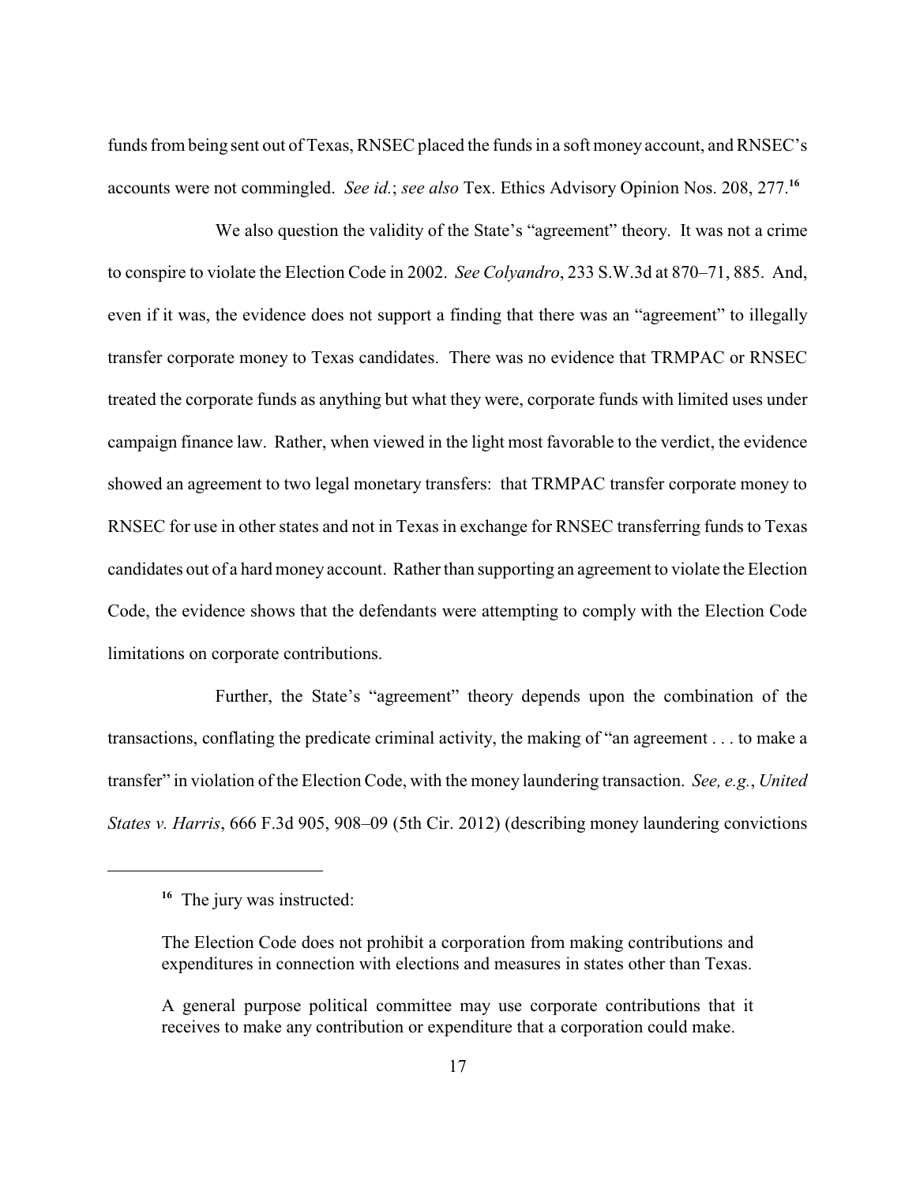funds from being sent out of Texas, RNSEC placed the funds in a soft money account, and RNSEC's accounts were not commingled. *See id.*; *see also* Tex. Ethics Advisory Opinion Nos. 208, 277.[16]

We also question the validity of the State's "agreement" theory. It was not a crime to conspire to violate the Election Code in 2002. *See Colyandro*, 233 S.W.3d at 870–71, 885. And, even if it was, the evidence does not support a finding that there was an "agreement" to illegally transfer corporate money to Texas candidates. There was no evidence that TRMPAC or RNSEC treated the corporate funds as anything but what they were, corporate funds with limited uses under campaign finance law. Rather, when viewed in the light most favorable to the verdict, the evidence showed an agreement to two legal monetary transfers: that TRMPAC transfer corporate money to RNSEC for use in other states and not in Texas in exchange for RNSEC transferring funds to Texas candidates out of a hard money account. Rather than supporting an agreement to violate the Election Code, the evidence shows that the defendants were attempting to comply with the Election Code limitations on corporate contributions.

Further, the State's "agreement" theory depends upon the combination of the transactions, conflating the predicate criminal activity, the making of "an agreement . . . to make a transfer" in violation of the Election Code, with the money laundering transaction. *See, e.g.*, *United States v. Harris*, 666 F.3d 905, 908–09 (5th Cir. 2012) (describing money laundering convictions

---

[16] The jury was instructed:

> The Election Code does not prohibit a corporation from making contributions and expenditures in connection with elections and measures in states other than Texas.
>
> A general purpose political committee may use corporate contributions that it receives to make any contribution or expenditure that a corporation could make.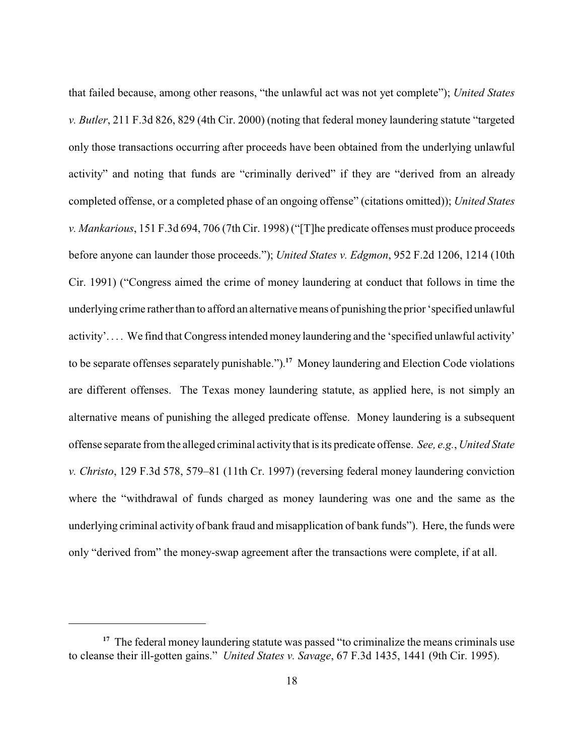that failed because, among other reasons, "the unlawful act was not yet complete"); *United States v. Butler*, 211 F.3d 826, 829 (4th Cir. 2000) (noting that federal money laundering statute "targeted only those transactions occurring after proceeds have been obtained from the underlying unlawful activity" and noting that funds are "criminally derived" if they are "derived from an already completed offense, or a completed phase of an ongoing offense" (citations omitted)); *United States v. Mankarious*, 151 F.3d 694, 706 (7th Cir. 1998) ("[T]he predicate offenses must produce proceeds before anyone can launder those proceeds."); *United States v. Edgmon*, 952 F.2d 1206, 1214 (10th Cir. 1991) ("Congress aimed the crime of money laundering at conduct that follows in time the underlying crime rather than to afford an alternative means of punishing the prior 'specified unlawful activity'. . . . We find that Congress intended money laundering and the 'specified unlawful activity' to be separate offenses separately punishable.").[17] Money laundering and Election Code violations are different offenses. The Texas money laundering statute, as applied here, is not simply an alternative means of punishing the alleged predicate offense. Money laundering is a subsequent offense separate from the alleged criminal activity that is its predicate offense. *See, e.g.*, *United State v. Christo*, 129 F.3d 578, 579–81 (11th Cr. 1997) (reversing federal money laundering conviction where the "withdrawal of funds charged as money laundering was one and the same as the underlying criminal activity of bank fraud and misapplication of bank funds"). Here, the funds were only "derived from" the money-swap agreement after the transactions were complete, if at all.

---

[17] The federal money laundering statute was passed "to criminalize the means criminals use to cleanse their ill-gotten gains." *United States v. Savage*, 67 F.3d 1435, 1441 (9th Cir. 1995).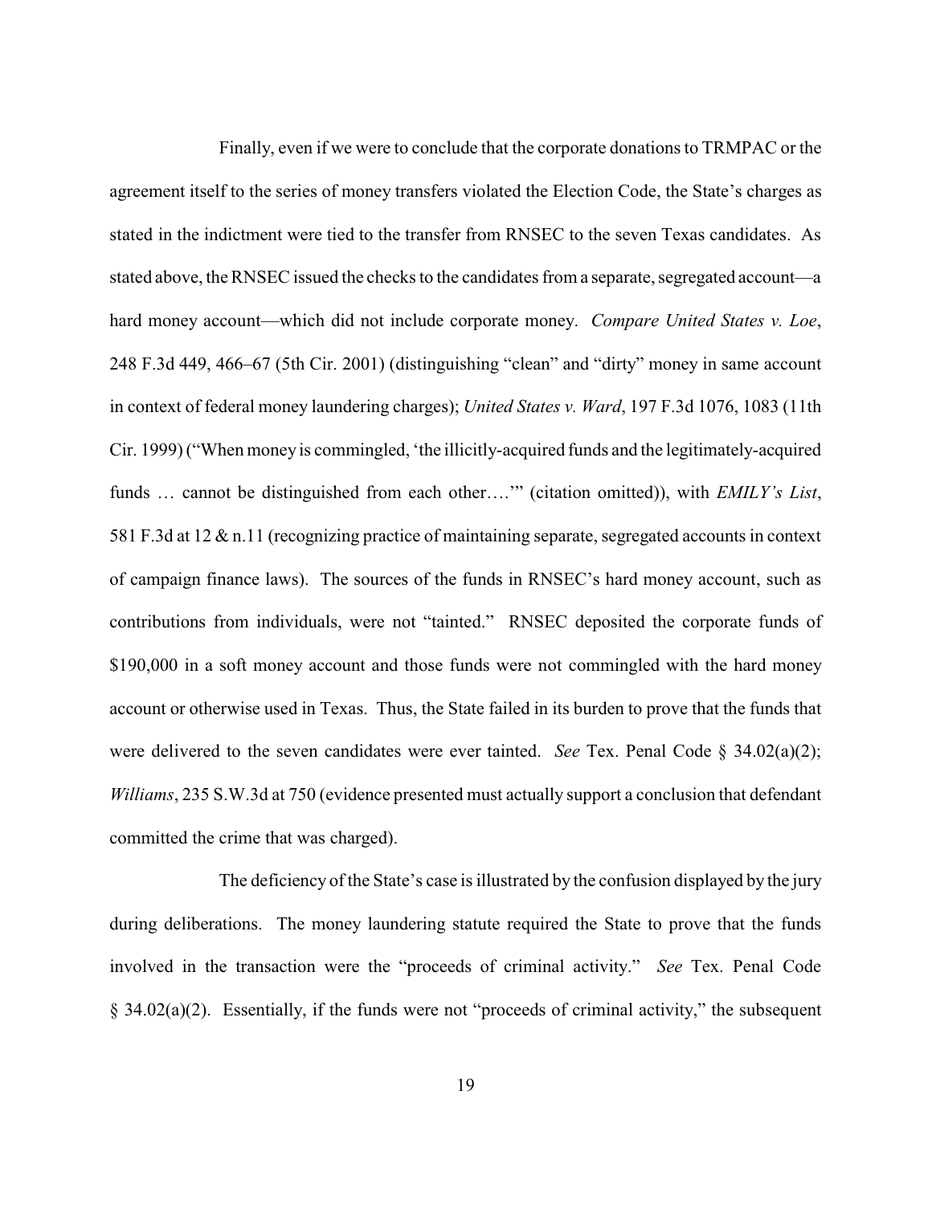Finally, even if we were to conclude that the corporate donations to TRMPAC or the agreement itself to the series of money transfers violated the Election Code, the State's charges as stated in the indictment were tied to the transfer from RNSEC to the seven Texas candidates. As stated above, the RNSEC issued the checks to the candidates from a separate, segregated account—a hard money account—which did not include corporate money. *Compare United States v. Loe*, 248 F.3d 449, 466–67 (5th Cir. 2001) (distinguishing "clean" and "dirty" money in same account in context of federal money laundering charges); *United States v. Ward*, 197 F.3d 1076, 1083 (11th Cir. 1999) ("When money is commingled, 'the illicitly-acquired funds and the legitimately-acquired funds … cannot be distinguished from each other….'" (citation omitted)), with *EMILY's List*, 581 F.3d at 12 & n.11 (recognizing practice of maintaining separate, segregated accounts in context of campaign finance laws). The sources of the funds in RNSEC's hard money account, such as contributions from individuals, were not "tainted." RNSEC deposited the corporate funds of $190,000 in a soft money account and those funds were not commingled with the hard money account or otherwise used in Texas. Thus, the State failed in its burden to prove that the funds that were delivered to the seven candidates were ever tainted. *See* Tex. Penal Code § 34.02(a)(2); *Williams*, 235 S.W.3d at 750 (evidence presented must actually support a conclusion that defendant committed the crime that was charged).

The deficiency of the State's case is illustrated by the confusion displayed by the jury during deliberations. The money laundering statute required the State to prove that the funds involved in the transaction were the "proceeds of criminal activity." *See* Tex. Penal Code § 34.02(a)(2). Essentially, if the funds were not "proceeds of criminal activity," the subsequent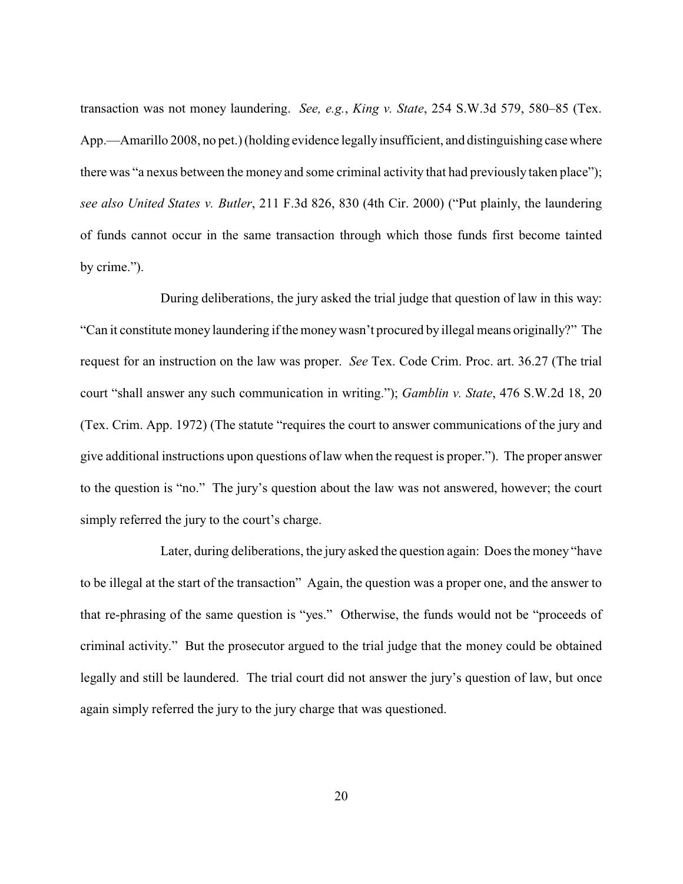transaction was not money laundering. *See, e.g.*, *King v. State*, 254 S.W.3d 579, 580–85 (Tex. App.—Amarillo 2008, no pet.) (holding evidence legally insufficient, and distinguishing case where there was "a nexus between the money and some criminal activity that had previously taken place"); *see also United States v. Butler*, 211 F.3d 826, 830 (4th Cir. 2000) ("Put plainly, the laundering of funds cannot occur in the same transaction through which those funds first become tainted by crime.").

During deliberations, the jury asked the trial judge that question of law in this way: "Can it constitute money laundering if the money wasn't procured by illegal means originally?" The request for an instruction on the law was proper. *See* Tex. Code Crim. Proc. art. 36.27 (The trial court "shall answer any such communication in writing."); *Gamblin v. State*, 476 S.W.2d 18, 20 (Tex. Crim. App. 1972) (The statute "requires the court to answer communications of the jury and give additional instructions upon questions of law when the request is proper."). The proper answer to the question is "no." The jury's question about the law was not answered, however; the court simply referred the jury to the court's charge.

Later, during deliberations, the jury asked the question again: Does the money "have to be illegal at the start of the transaction" Again, the question was a proper one, and the answer to that re-phrasing of the same question is "yes." Otherwise, the funds would not be "proceeds of criminal activity." But the prosecutor argued to the trial judge that the money could be obtained legally and still be laundered. The trial court did not answer the jury's question of law, but once again simply referred the jury to the jury charge that was questioned.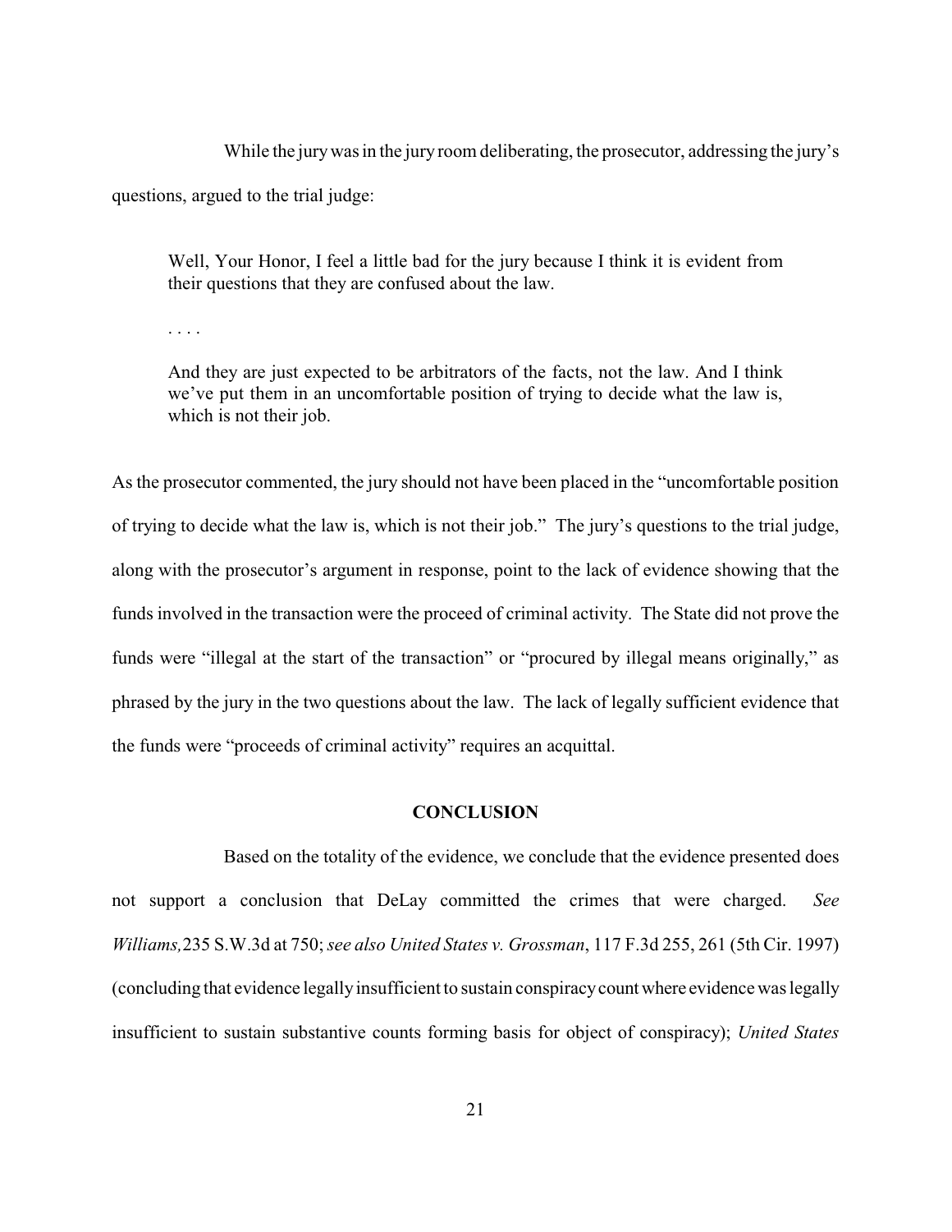While the jury was in the jury room deliberating, the prosecutor, addressing the jury's questions, argued to the trial judge:

> Well, Your Honor, I feel a little bad for the jury because I think it is evident from their questions that they are confused about the law.
>
> . . . .
>
> And they are just expected to be arbitrators of the facts, not the law. And I think we've put them in an uncomfortable position of trying to decide what the law is, which is not their job.

As the prosecutor commented, the jury should not have been placed in the "uncomfortable position of trying to decide what the law is, which is not their job." The jury's questions to the trial judge, along with the prosecutor's argument in response, point to the lack of evidence showing that the funds involved in the transaction were the proceed of criminal activity. The State did not prove the funds were "illegal at the start of the transaction" or "procured by illegal means originally," as phrased by the jury in the two questions about the law. The lack of legally sufficient evidence that the funds were "proceeds of criminal activity" requires an acquittal.

## CONCLUSION

Based on the totality of the evidence, we conclude that the evidence presented does not support a conclusion that DeLay committed the crimes that were charged. *See Williams,*235 S.W.3d at 750; *see also United States v. Grossman*, 117 F.3d 255, 261 (5th Cir. 1997) (concluding that evidence legally insufficient to sustain conspiracy count where evidence was legally insufficient to sustain substantive counts forming basis for object of conspiracy); *United States*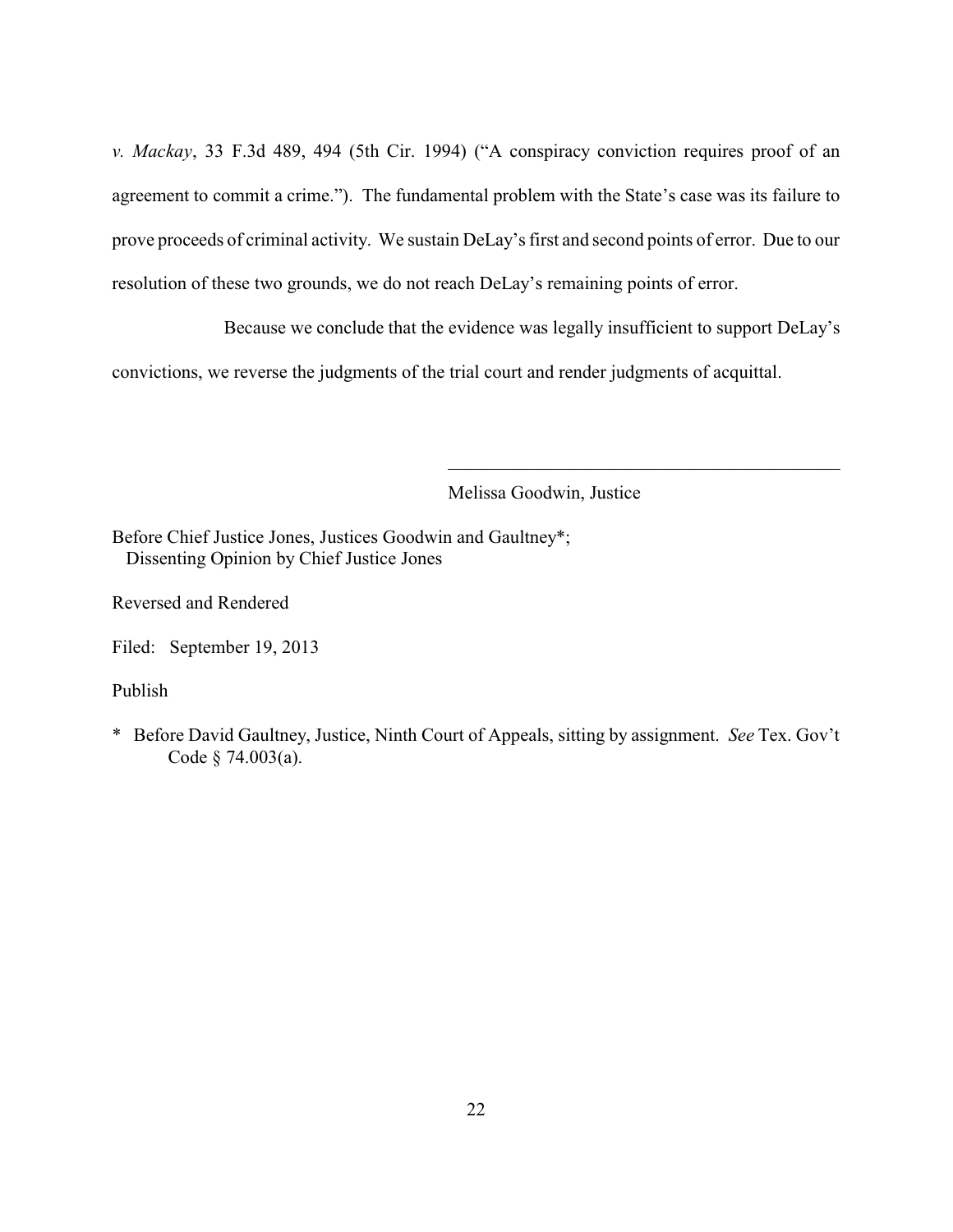*v. Mackay*, 33 F.3d 489, 494 (5th Cir. 1994) ("A conspiracy conviction requires proof of an agreement to commit a crime."). The fundamental problem with the State's case was its failure to prove proceeds of criminal activity. We sustain DeLay's first and second points of error. Due to our resolution of these two grounds, we do not reach DeLay's remaining points of error.

Because we conclude that the evidence was legally insufficient to support DeLay's convictions, we reverse the judgments of the trial court and render judgments of acquittal.

\_\_\_\_\_\_\_\_\_\_\_\_\_\_\_\_\_\_\_\_\_\_\_\_\_\_\_\_\_\_\_\_\_\_\_\_\_\_\_\_\_\_\_\_

Melissa Goodwin, Justice

Before Chief Justice Jones, Justices Goodwin and Gaultney*;
Dissenting Opinion by Chief Justice Jones

Reversed and Rendered

Filed: September 19, 2013

Publish

\* Before David Gaultney, Justice, Ninth Court of Appeals, sitting by assignment. *See* Tex. Gov't Code § 74.003(a).